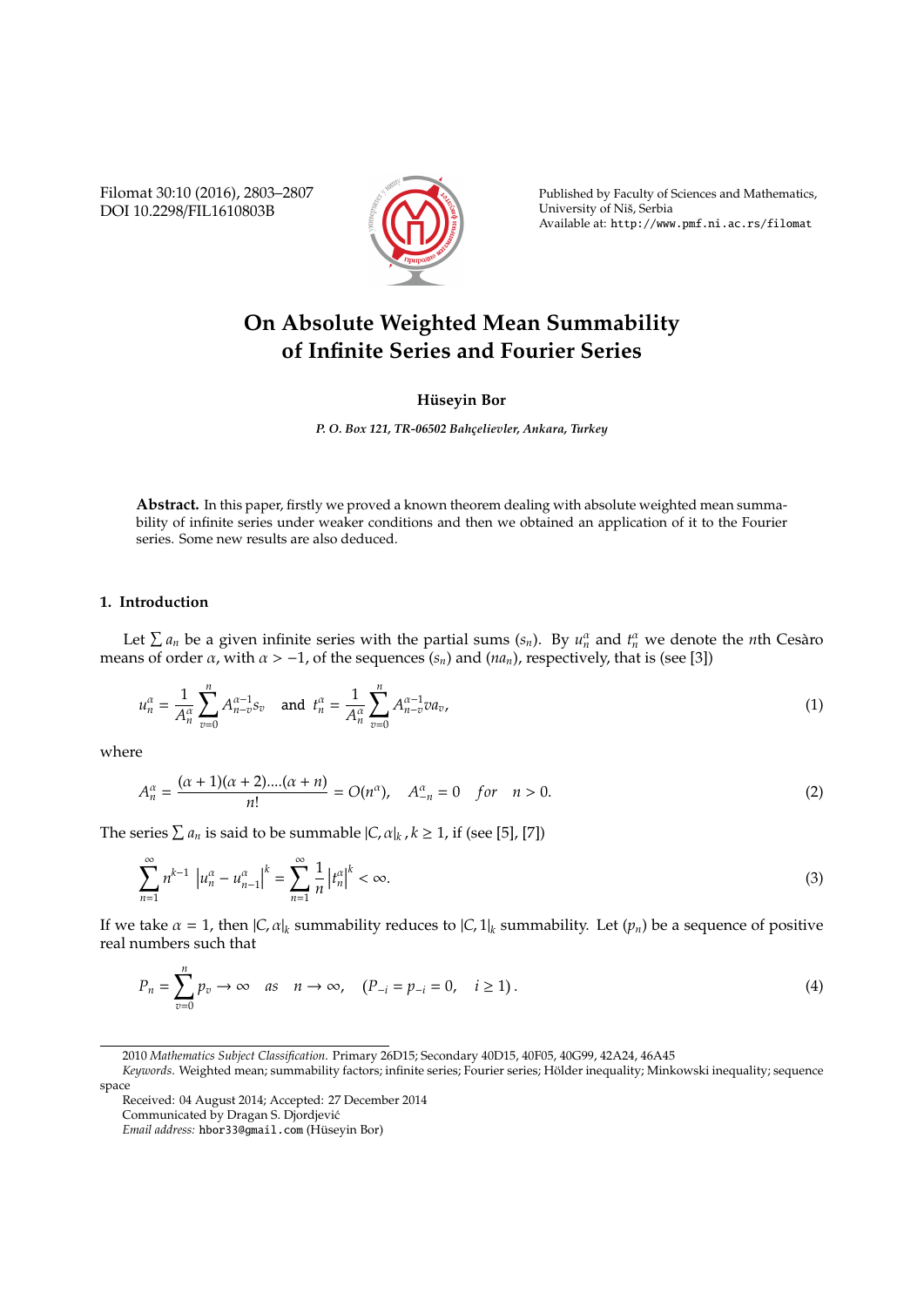# On Absolute Weighted Mean Summability of Infinite Series and Fourier Series

**Hüseyin Bor**

*P. O. Box 121, TR-06502 Bahçelievler, Ankara, Turkey*

**Abstract.** In this paper, firstly we proved a known theorem dealing with absolute weighted mean summability of infinite series under weaker conditions and then we obtained an application of it to the Fourier series. Some new results are also deduced.

## 1. Introduction

Let $\sum a_n$ be a given infinite series with the partial sums $(s_n)$. By $u_n^\alpha$ and $t_n^\alpha$ we denote the $n$th Cesàro means of order $\alpha$, with $\alpha > -1$, of the sequences $(s_n)$ and $(na_n)$, respectively, that is (see [3])

$$u_n^\alpha = \frac{1}{A_n^\alpha}\sum_{v=0}^{n} A_{n-v}^{\alpha-1} s_v \quad \text{and} \quad t_n^\alpha = \frac{1}{A_n^\alpha}\sum_{v=0}^{n} A_{n-v}^{\alpha-1} v a_v, \tag{1}$$

where

$$A_n^\alpha = \frac{(\alpha+1)(\alpha+2)....(\alpha+n)}{n!} = O(n^\alpha), \quad A_{-n}^\alpha = 0 \quad for \quad n > 0. \tag{2}$$

The series $\sum a_n$ is said to be summable $|C,\alpha|_k$, $k \geq 1$, if (see [5], [7])

$$\sum_{n=1}^{\infty} n^{k-1} \left| u_n^\alpha - u_{n-1}^\alpha \right|^k = \sum_{n=1}^{\infty} \frac{1}{n} \left| t_n^\alpha \right|^k < \infty. \tag{3}$$

If we take $\alpha = 1$, then $|C,\alpha|_k$ summability reduces to $|C,1|_k$ summability. Let $(p_n)$ be a sequence of positive real numbers such that

$$P_n = \sum_{v=0}^{n} p_v \to \infty \quad as \quad n \to \infty, \quad (P_{-i} = p_{-i} = 0, \quad i \geq 1). \tag{4}$$

2010 *Mathematics Subject Classification.* Primary 26D15; Secondary 40D15, 40F05, 40G99, 42A24, 46A45

*Keywords.* Weighted mean; summability factors; infinite series; Fourier series; Hölder inequality; Minkowski inequality; sequence space

Received: 04 August 2014; Accepted: 27 December 2014

Communicated by Dragan S. Djordjević

*Email address:* hbor33@gmail.com (Hüseyin Bor)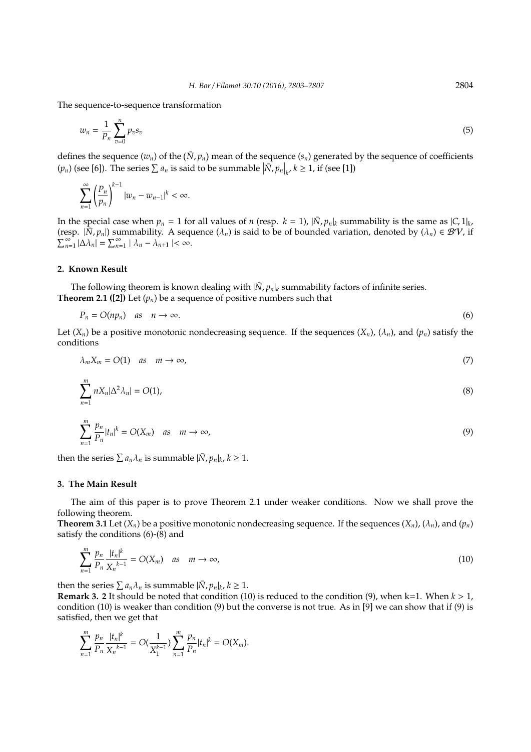The sequence-to-sequence transformation

$$w_n = \frac{1}{P_n} \sum_{v=0}^{n} p_v s_v \tag{5}$$

defines the sequence $(w_n)$ of the $(\bar{N}, p_n)$ mean of the sequence $(s_n)$ generated by the sequence of coefficients $(p_n)$ (see [6]). The series $\sum a_n$ is said to be summable $\left|\bar{N}, p_n\right|_k$, $k \geq 1$, if (see [1])

$$\sum_{n=1}^{\infty} \left(\frac{P_n}{p_n}\right)^{k-1} |w_n - w_{n-1}|^k < \infty.$$

In the special case when $p_n = 1$ for all values of $n$ (resp. $k = 1$), $|\bar{N}, p_n|_k$ summability is the same as $|C, 1|_k$, (resp. $|\bar{N}, p_n|$) summability. A sequence $(\lambda_n)$ is said to be of bounded variation, denoted by $(\lambda_n) \in \mathcal{BV}$, if $\sum_{n=1}^{\infty} |\Delta\lambda_n| = \sum_{n=1}^{\infty} |\lambda_n - \lambda_{n+1}| < \infty$.

## 2. Known Result

The following theorem is known dealing with $|\bar{N}, p_n|_k$ summability factors of infinite series.

**Theorem 2.1 ([2])** Let $(p_n)$ be a sequence of positive numbers such that

$$P_n = O(np_n) \quad as \quad n \to \infty. \tag{6}$$

Let $(X_n)$ be a positive monotonic nondecreasing sequence. If the sequences $(X_n)$, $(\lambda_n)$, and $(p_n)$ satisfy the conditions

$$\lambda_m X_m = O(1) \quad as \quad m \to \infty, \tag{7}$$

$$\sum_{n=1}^{m} n X_n |\Delta^2 \lambda_n| = O(1), \tag{8}$$

$$\sum_{n=1}^{m} \frac{p_n}{P_n} |t_n|^k = O(X_m) \quad as \quad m \to \infty, \tag{9}$$

then the series $\sum a_n \lambda_n$ is summable $|\bar{N}, p_n|_k$, $k \geq 1$.

## 3. The Main Result

The aim of this paper is to prove Theorem 2.1 under weaker conditions. Now we shall prove the following theorem.

**Theorem 3.1** Let $(X_n)$ be a positive monotonic nondecreasing sequence. If the sequences $(X_n)$, $(\lambda_n)$, and $(p_n)$ satisfy the conditions (6)-(8) and

$$\sum_{n=1}^{m} \frac{p_n}{P_n} \frac{|t_n|^k}{{X_n}^{k-1}} = O(X_m) \quad as \quad m \to \infty, \tag{10}$$

then the series $\sum a_n \lambda_n$ is summable $|\bar{N}, p_n|_k$, $k \geq 1$.

**Remark 3. 2** It should be noted that condition (10) is reduced to the condition (9), when k=1. When $k > 1$, condition (10) is weaker than condition (9) but the converse is not true. As in [9] we can show that if (9) is satisfied, then we get that

$$\sum_{n=1}^{m} \frac{p_n}{P_n} \frac{|t_n|^k}{{X_n}^{k-1}} = O\left(\frac{1}{X_1^{k-1}}\right) \sum_{n=1}^{m} \frac{p_n}{P_n} |t_n|^k = O(X_m).$$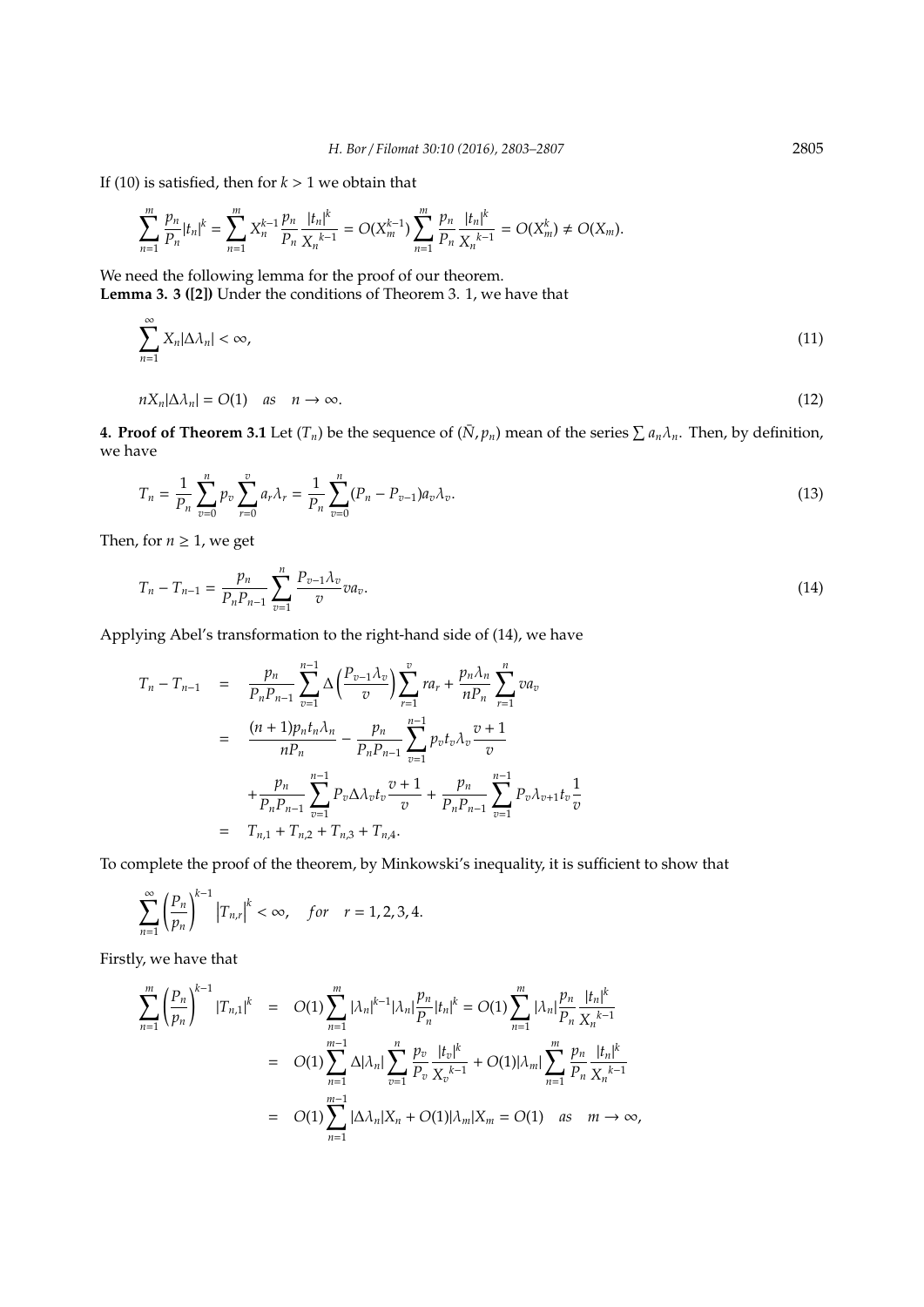If (10) is satisfied, then for $k > 1$ we obtain that

$$\sum_{n=1}^{m} \frac{p_n}{P_n} |t_n|^k = \sum_{n=1}^{m} X_n^{k-1} \frac{p_n}{P_n} \frac{|t_n|^k}{X_n^{k-1}} = O(X_m^{k-1}) \sum_{n=1}^{m} \frac{p_n}{P_n} \frac{|t_n|^k}{X_n^{k-1}} = O(X_m^k) \neq O(X_m).$$

We need the following lemma for the proof of our theorem.

**Lemma 3. 3 ([2])** Under the conditions of Theorem 3. 1, we have that

$$\sum_{n=1}^{\infty} X_n |\Delta \lambda_n| < \infty, \tag{11}$$

$$n X_n |\Delta \lambda_n| = O(1) \quad as \quad n \to \infty. \tag{12}$$

**4. Proof of Theorem 3.1** Let $(T_n)$ be the sequence of $(\bar{N}, p_n)$ mean of the series $\sum a_n \lambda_n$. Then, by definition, we have

$$T_n = \frac{1}{P_n} \sum_{v=0}^{n} p_v \sum_{r=0}^{v} a_r \lambda_r = \frac{1}{P_n} \sum_{v=0}^{n} (P_n - P_{v-1}) a_v \lambda_v. \tag{13}$$

Then, for $n \geq 1$, we get

$$T_n - T_{n-1} = \frac{p_n}{P_n P_{n-1}} \sum_{v=1}^{n} \frac{P_{v-1} \lambda_v}{v} v a_v. \tag{14}$$

Applying Abel's transformation to the right-hand side of (14), we have

$$\begin{aligned}
T_n - T_{n-1} &= \frac{p_n}{P_n P_{n-1}} \sum_{v=1}^{n-1} \Delta\left(\frac{P_{v-1}\lambda_v}{v}\right) \sum_{r=1}^{v} r a_r + \frac{p_n \lambda_n}{n P_n} \sum_{r=1}^{n} v a_v \\
&= \frac{(n+1) p_n t_n \lambda_n}{n P_n} - \frac{p_n}{P_n P_{n-1}} \sum_{v=1}^{n-1} p_v t_v \lambda_v \frac{v+1}{v} \\
&\quad + \frac{p_n}{P_n P_{n-1}} \sum_{v=1}^{n-1} P_v \Delta \lambda_v t_v \frac{v+1}{v} + \frac{p_n}{P_n P_{n-1}} \sum_{v=1}^{n-1} P_v \lambda_{v+1} t_v \frac{1}{v} \\
&= T_{n,1} + T_{n,2} + T_{n,3} + T_{n,4}.
\end{aligned}$$

To complete the proof of the theorem, by Minkowski's inequality, it is sufficient to show that

$$\sum_{n=1}^{\infty} \left(\frac{P_n}{p_n}\right)^{k-1} \left|T_{n,r}\right|^k < \infty, \quad for \quad r = 1, 2, 3, 4.$$

Firstly, we have that

$$\begin{aligned}
\sum_{n=1}^{m} \left(\frac{P_n}{p_n}\right)^{k-1} |T_{n,1}|^k &= O(1) \sum_{n=1}^{m} |\lambda_n|^{k-1} |\lambda_n| \frac{p_n}{P_n} |t_n|^k = O(1) \sum_{n=1}^{m} |\lambda_n| \frac{p_n}{P_n} \frac{|t_n|^k}{X_n^{k-1}} \\
&= O(1) \sum_{n=1}^{m-1} \Delta |\lambda_n| \sum_{v=1}^{n} \frac{p_v}{P_v} \frac{|t_v|^k}{X_v^{k-1}} + O(1) |\lambda_m| \sum_{n=1}^{m} \frac{p_n}{P_n} \frac{|t_n|^k}{X_n^{k-1}} \\
&= O(1) \sum_{n=1}^{m-1} |\Delta \lambda_n| X_n + O(1) |\lambda_m| X_m = O(1) \quad as \quad m \to \infty,
\end{aligned}$$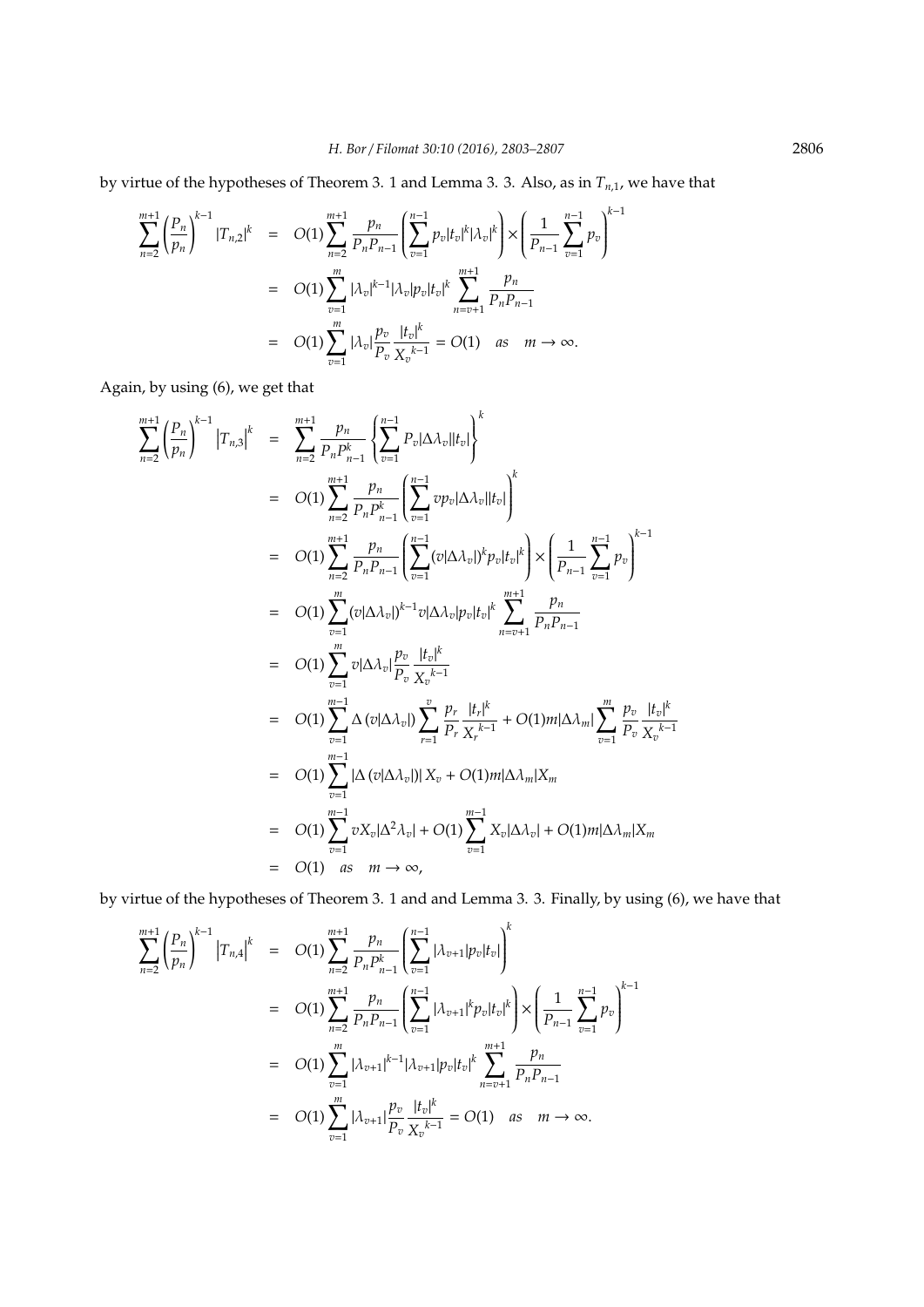by virtue of the hypotheses of Theorem 3. 1 and Lemma 3. 3. Also, as in $T_{n,1}$, we have that

$$
\begin{aligned}
\sum_{n=2}^{m+1}\left(\frac{P_n}{p_n}\right)^{k-1}|T_{n,2}|^k &= O(1)\sum_{n=2}^{m+1}\frac{p_n}{P_nP_{n-1}}\left(\sum_{v=1}^{n-1}p_v|t_v|^k|\lambda_v|^k\right)\times\left(\frac{1}{P_{n-1}}\sum_{v=1}^{n-1}p_v\right)^{k-1}\\
&= O(1)\sum_{v=1}^{m}|\lambda_v|^{k-1}|\lambda_v|p_v|t_v|^k\sum_{n=v+1}^{m+1}\frac{p_n}{P_nP_{n-1}}\\
&= O(1)\sum_{v=1}^{m}|\lambda_v|\frac{p_v}{P_v}\frac{|t_v|^k}{X_v^{k-1}} = O(1) \quad as \quad m\to\infty.
\end{aligned}
$$

Again, by using (6), we get that

$$
\begin{aligned}
\sum_{n=2}^{m+1}\left(\frac{P_n}{p_n}\right)^{k-1}\left|T_{n,3}\right|^k &= \sum_{n=2}^{m+1}\frac{p_n}{P_nP_{n-1}^k}\left\{\sum_{v=1}^{n-1}P_v|\Delta\lambda_v||t_v|\right\}^k\\
&= O(1)\sum_{n=2}^{m+1}\frac{p_n}{P_nP_{n-1}^k}\left(\sum_{v=1}^{n-1}vp_v|\Delta\lambda_v||t_v|\right)^k\\
&= O(1)\sum_{n=2}^{m+1}\frac{p_n}{P_nP_{n-1}}\left(\sum_{v=1}^{n-1}(v|\Delta\lambda_v|)^kp_v|t_v|^k\right)\times\left(\frac{1}{P_{n-1}}\sum_{v=1}^{n-1}p_v\right)^{k-1}\\
&= O(1)\sum_{v=1}^{m}(v|\Delta\lambda_v|)^{k-1}v|\Delta\lambda_v|p_v|t_v|^k\sum_{n=v+1}^{m+1}\frac{p_n}{P_nP_{n-1}}\\
&= O(1)\sum_{v=1}^{m}v|\Delta\lambda_v|\frac{p_v}{P_v}\frac{|t_v|^k}{X_v^{k-1}}\\
&= O(1)\sum_{v=1}^{m-1}\Delta\left(v|\Delta\lambda_v|\right)\sum_{r=1}^{v}\frac{p_r}{P_r}\frac{|t_r|^k}{X_r^{k-1}} + O(1)m|\Delta\lambda_m|\sum_{v=1}^{m}\frac{p_v}{P_v}\frac{|t_v|^k}{X_v^{k-1}}\\
&= O(1)\sum_{v=1}^{m-1}\left|\Delta\left(v|\Delta\lambda_v|\right)\right|X_v + O(1)m|\Delta\lambda_m|X_m\\
&= O(1)\sum_{v=1}^{m-1}vX_v|\Delta^2\lambda_v| + O(1)\sum_{v=1}^{m-1}X_v|\Delta\lambda_v| + O(1)m|\Delta\lambda_m|X_m\\
&= O(1) \quad as \quad m\to\infty,
\end{aligned}
$$

by virtue of the hypotheses of Theorem 3. 1 and and Lemma 3. 3. Finally, by using (6), we have that

$$
\begin{aligned}
\sum_{n=2}^{m+1}\left(\frac{P_n}{p_n}\right)^{k-1}\left|T_{n,4}\right|^k &= O(1)\sum_{n=2}^{m+1}\frac{p_n}{P_nP_{n-1}^k}\left(\sum_{v=1}^{n-1}|\lambda_{v+1}|p_v|t_v|\right)^k\\
&= O(1)\sum_{n=2}^{m+1}\frac{p_n}{P_nP_{n-1}}\left(\sum_{v=1}^{n-1}|\lambda_{v+1}|^kp_v|t_v|^k\right)\left(\frac{1}{P_{n-1}}\sum_{v=1}^{n-1}p_v\right)^{k-1}\\
&= O(1)\sum_{v=1}^{m}|\lambda_{v+1}|^{k-1}|\lambda_{v+1}|p_v|t_v|^k\sum_{n=v+1}^{m+1}\frac{p_n}{P_nP_{n-1}}\\
&= O(1)\sum_{v=1}^{m}|\lambda_{v+1}|\frac{p_v}{P_v}\frac{|t_v|^k}{X_v^{k-1}} = O(1) \quad as \quad m\to\infty.
\end{aligned}
$$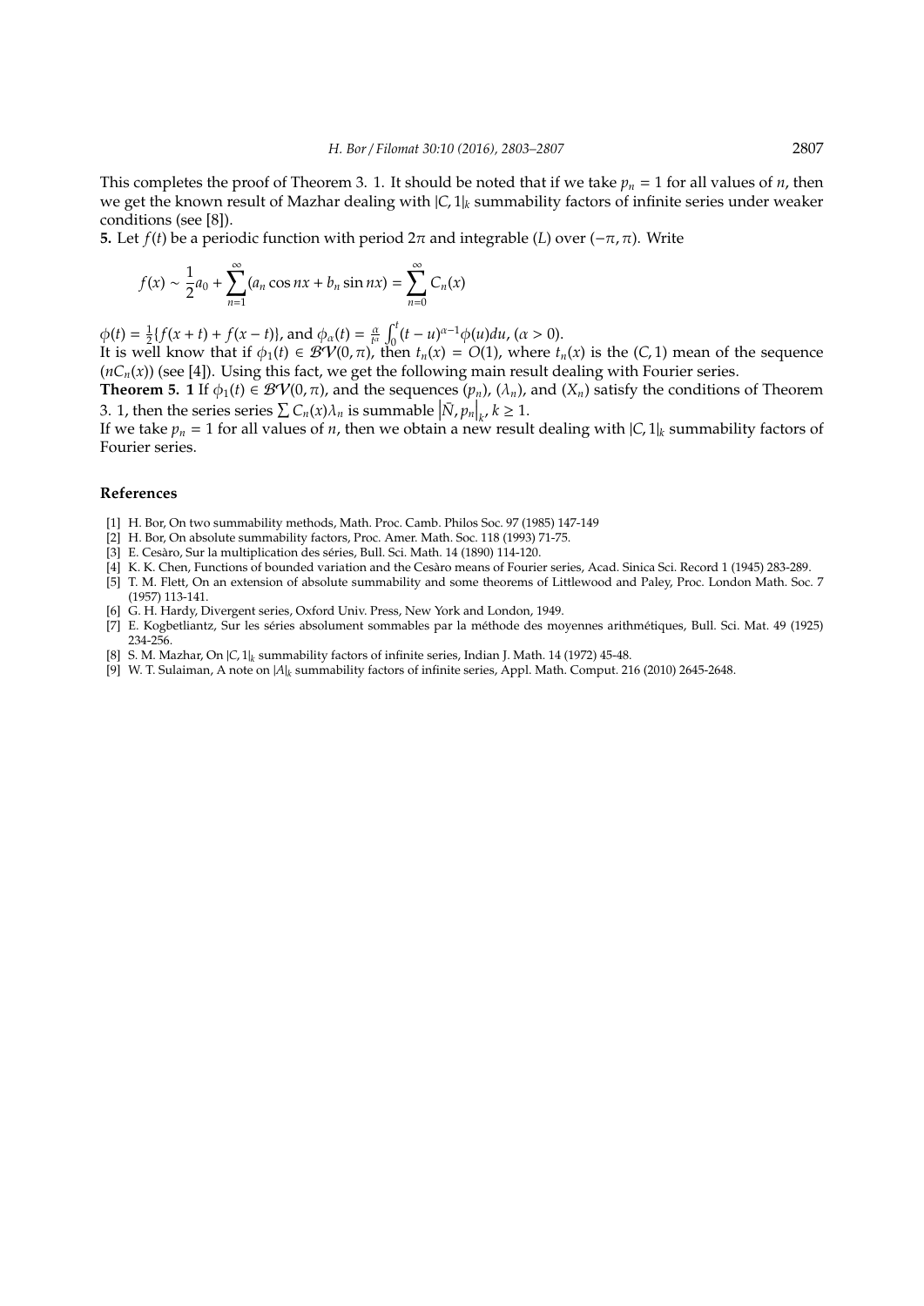This completes the proof of Theorem 3. 1. It should be noted that if we take $p_n = 1$ for all values of $n$, then we get the known result of Mazhar dealing with $|C, 1|_k$ summability factors of infinite series under weaker conditions (see [8]).

**5.** Let $f(t)$ be a periodic function with period $2\pi$ and integrable $(L)$ over $(-\pi, \pi)$. Write

$$f(x) \sim \frac{1}{2}a_0 + \sum_{n=1}^{\infty}(a_n \cos nx + b_n \sin nx) = \sum_{n=0}^{\infty} C_n(x)$$

$\phi(t) = \frac{1}{2}\{f(x+t) + f(x-t)\}$, and $\phi_\alpha(t) = \frac{\alpha}{t^\alpha}\int_0^t (t-u)^{\alpha-1}\phi(u)du$, $(\alpha > 0)$.

It is well know that if $\phi_1(t) \in \mathcal{BV}(0, \pi)$, then $t_n(x) = O(1)$, where $t_n(x)$ is the $(C, 1)$ mean of the sequence $(nC_n(x))$ (see [4]). Using this fact, we get the following main result dealing with Fourier series.

**Theorem 5. 1** If $\phi_1(t) \in \mathcal{BV}(0, \pi)$, and the sequences $(p_n)$, $(\lambda_n)$, and $(X_n)$ satisfy the conditions of Theorem 3. 1, then the series series $\sum C_n(x)\lambda_n$ is summable $\left|\bar{N}, p_n\right|_k$, $k \geq 1$.

If we take $p_n = 1$ for all values of $n$, then we obtain a new result dealing with $|C, 1|_k$ summability factors of Fourier series.

## References

[1] H. Bor, On two summability methods, Math. Proc. Camb. Philos Soc. 97 (1985) 147-149

[2] H. Bor, On absolute summability factors, Proc. Amer. Math. Soc. 118 (1993) 71-75.

[3] E. Cesàro, Sur la multiplication des séries, Bull. Sci. Math. 14 (1890) 114-120.

[4] K. K. Chen, Functions of bounded variation and the Cesàro means of Fourier series, Acad. Sinica Sci. Record 1 (1945) 283-289.

[5] T. M. Flett, On an extension of absolute summability and some theorems of Littlewood and Paley, Proc. London Math. Soc. 7 (1957) 113-141.

[6] G. H. Hardy, Divergent series, Oxford Univ. Press, New York and London, 1949.

[7] E. Kogbetliantz, Sur les séries absolument sommables par la méthode des moyennes arithmétiques, Bull. Sci. Mat. 49 (1925) 234-256.

[8] S. M. Mazhar, On $|C, 1|_k$ summability factors of infinite series, Indian J. Math. 14 (1972) 45-48.

[9] W. T. Sulaiman, A note on $|A|_k$ summability factors of infinite series, Appl. Math. Comput. 216 (2010) 2645-2648.